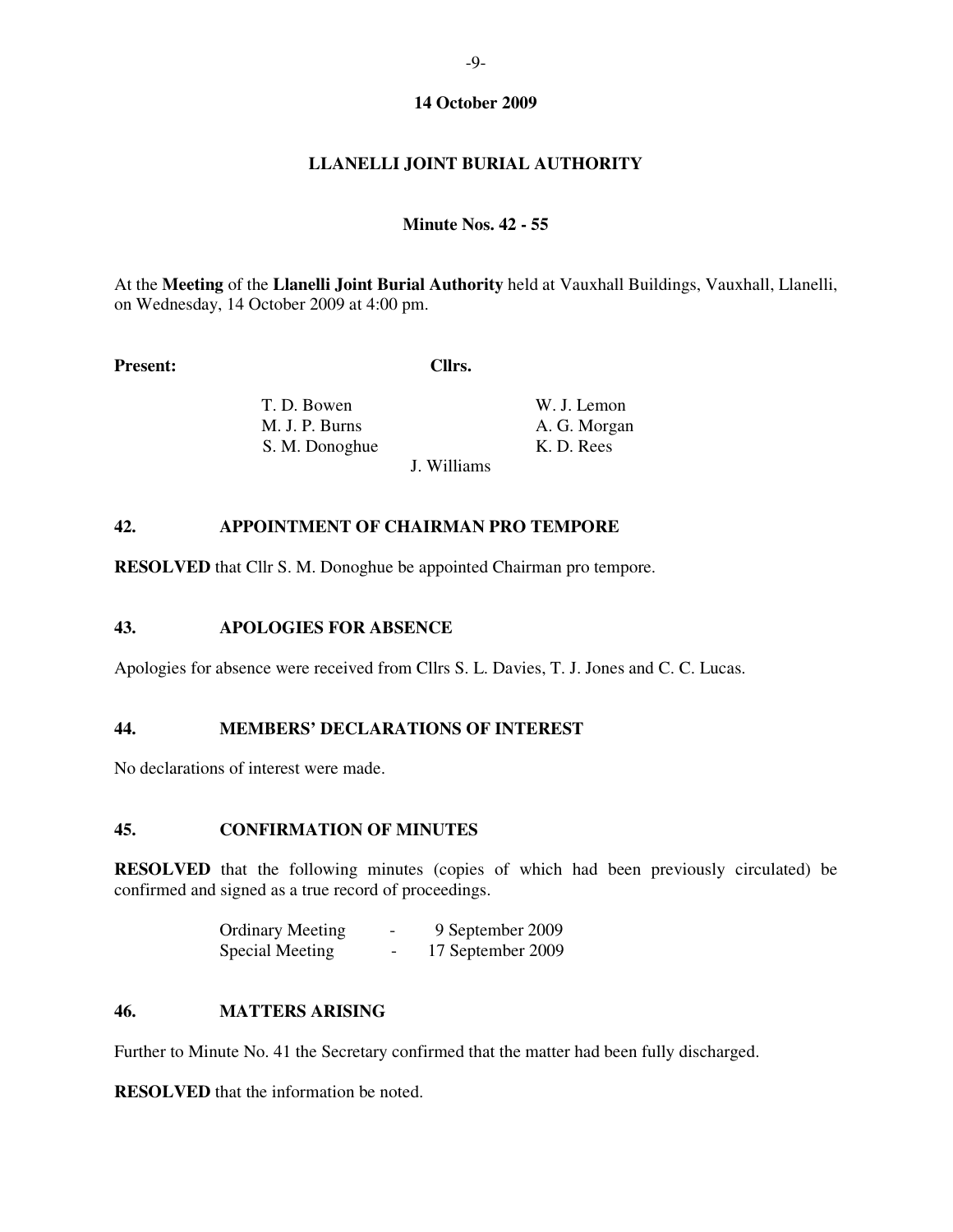**14 October 2009**

# LLANELLI JOINT BURIAL AUTHORITY

**Minute Nos. 42 - 55**

At the **Meeting** of the **Llanelli Joint Burial Authority** held at Vauxhall Buildings, Vauxhall, Llanelli, on Wednesday, 14 October 2009 at 4:00 pm.

**Present:** **Cllrs.**

T. D. Bowen
M. J. P. Burns
S. M. Donoghue
W. J. Lemon
A. G. Morgan
K. D. Rees
J. Williams

## 42. APPOINTMENT OF CHAIRMAN PRO TEMPORE

**RESOLVED** that Cllr S. M. Donoghue be appointed Chairman pro tempore.

## 43. APOLOGIES FOR ABSENCE

Apologies for absence were received from Cllrs S. L. Davies, T. J. Jones and C. C. Lucas.

## 44. MEMBERS' DECLARATIONS OF INTEREST

No declarations of interest were made.

## 45. CONFIRMATION OF MINUTES

**RESOLVED** that the following minutes (copies of which had been previously circulated) be confirmed and signed as a true record of proceedings.

| | | |
|---|---|---|
| Ordinary Meeting | - | 9 September 2009 |
| Special Meeting | - | 17 September 2009 |

## 46. MATTERS ARISING

Further to Minute No. 41 the Secretary confirmed that the matter had been fully discharged.

**RESOLVED** that the information be noted.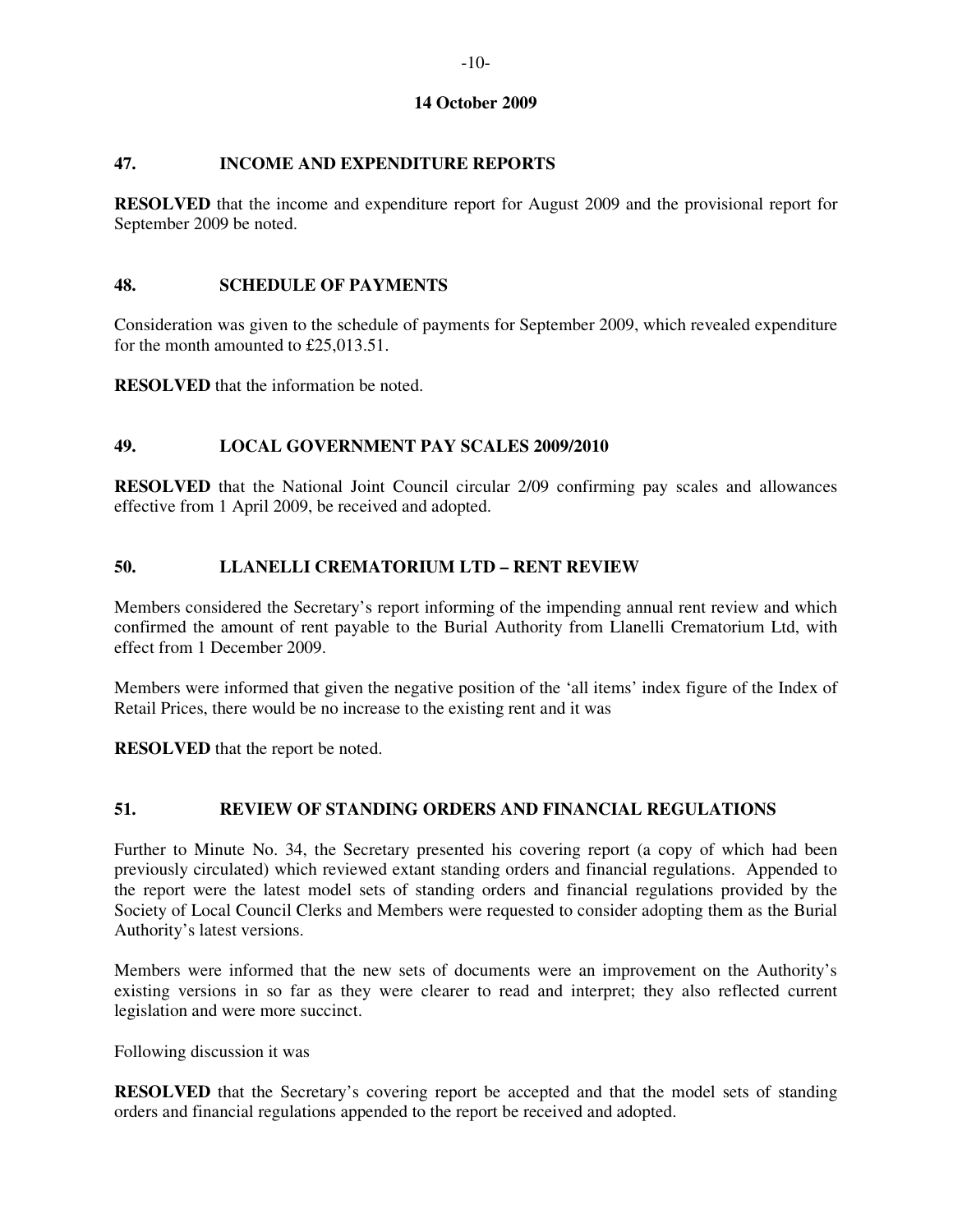**14 October 2009**

## 47. INCOME AND EXPENDITURE REPORTS

**RESOLVED** that the income and expenditure report for August 2009 and the provisional report for September 2009 be noted.

## 48. SCHEDULE OF PAYMENTS

Consideration was given to the schedule of payments for September 2009, which revealed expenditure for the month amounted to £25,013.51.

**RESOLVED** that the information be noted.

## 49. LOCAL GOVERNMENT PAY SCALES 2009/2010

**RESOLVED** that the National Joint Council circular 2/09 confirming pay scales and allowances effective from 1 April 2009, be received and adopted.

## 50. LLANELLI CREMATORIUM LTD – RENT REVIEW

Members considered the Secretary's report informing of the impending annual rent review and which confirmed the amount of rent payable to the Burial Authority from Llanelli Crematorium Ltd, with effect from 1 December 2009.

Members were informed that given the negative position of the 'all items' index figure of the Index of Retail Prices, there would be no increase to the existing rent and it was

**RESOLVED** that the report be noted.

## 51. REVIEW OF STANDING ORDERS AND FINANCIAL REGULATIONS

Further to Minute No. 34, the Secretary presented his covering report (a copy of which had been previously circulated) which reviewed extant standing orders and financial regulations. Appended to the report were the latest model sets of standing orders and financial regulations provided by the Society of Local Council Clerks and Members were requested to consider adopting them as the Burial Authority's latest versions.

Members were informed that the new sets of documents were an improvement on the Authority's existing versions in so far as they were clearer to read and interpret; they also reflected current legislation and were more succinct.

Following discussion it was

**RESOLVED** that the Secretary's covering report be accepted and that the model sets of standing orders and financial regulations appended to the report be received and adopted.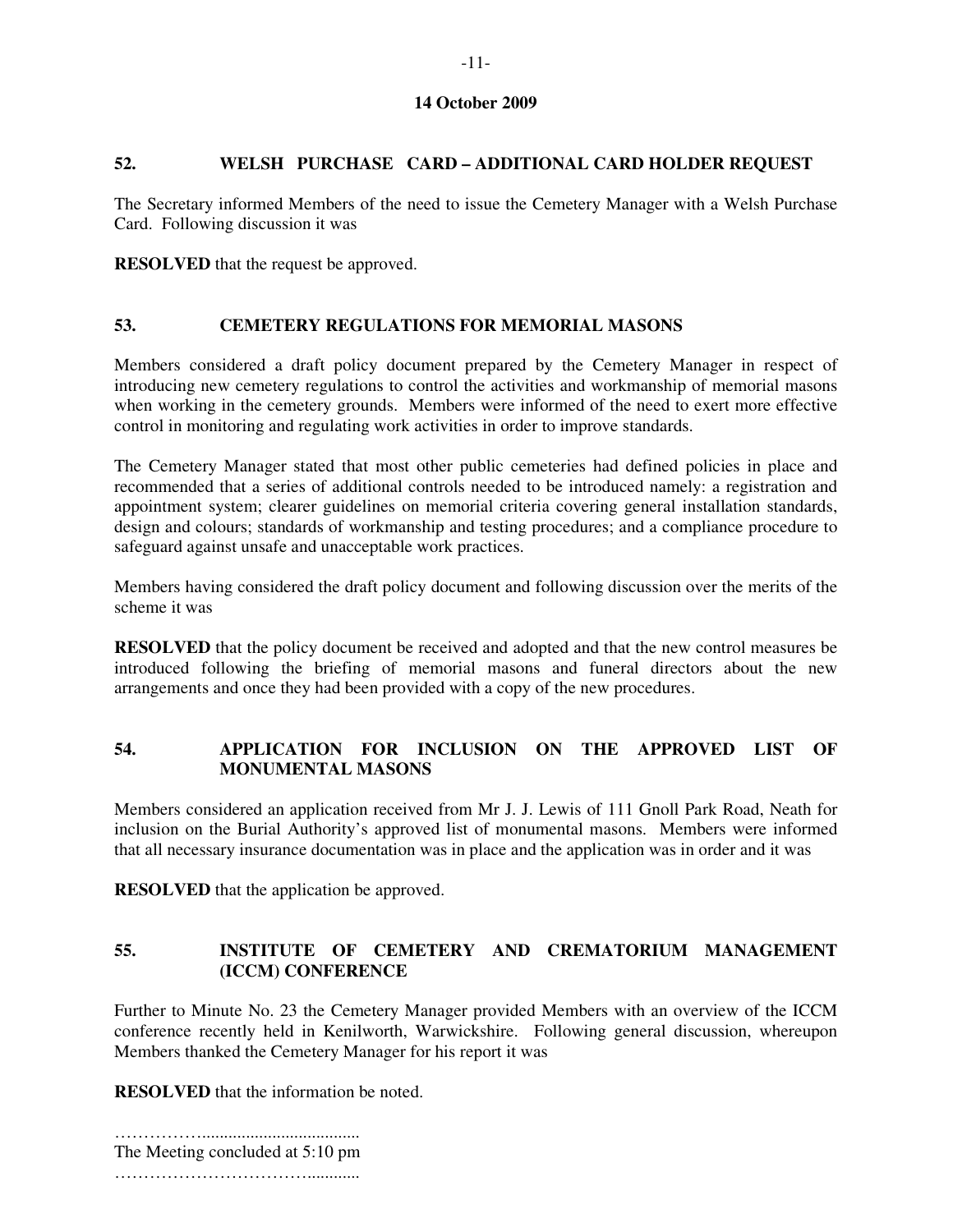**14 October 2009**

## 52. WELSH PURCHASE CARD – ADDITIONAL CARD HOLDER REQUEST

The Secretary informed Members of the need to issue the Cemetery Manager with a Welsh Purchase Card. Following discussion it was

**RESOLVED** that the request be approved.

## 53. CEMETERY REGULATIONS FOR MEMORIAL MASONS

Members considered a draft policy document prepared by the Cemetery Manager in respect of introducing new cemetery regulations to control the activities and workmanship of memorial masons when working in the cemetery grounds. Members were informed of the need to exert more effective control in monitoring and regulating work activities in order to improve standards.

The Cemetery Manager stated that most other public cemeteries had defined policies in place and recommended that a series of additional controls needed to be introduced namely: a registration and appointment system; clearer guidelines on memorial criteria covering general installation standards, design and colours; standards of workmanship and testing procedures; and a compliance procedure to safeguard against unsafe and unacceptable work practices.

Members having considered the draft policy document and following discussion over the merits of the scheme it was

**RESOLVED** that the policy document be received and adopted and that the new control measures be introduced following the briefing of memorial masons and funeral directors about the new arrangements and once they had been provided with a copy of the new procedures.

## 54. APPLICATION FOR INCLUSION ON THE APPROVED LIST OF MONUMENTAL MASONS

Members considered an application received from Mr J. J. Lewis of 111 Gnoll Park Road, Neath for inclusion on the Burial Authority's approved list of monumental masons. Members were informed that all necessary insurance documentation was in place and the application was in order and it was

**RESOLVED** that the application be approved.

## 55. INSTITUTE OF CEMETERY AND CREMATORIUM MANAGEMENT (ICCM) CONFERENCE

Further to Minute No. 23 the Cemetery Manager provided Members with an overview of the ICCM conference recently held in Kenilworth, Warwickshire. Following general discussion, whereupon Members thanked the Cemetery Manager for his report it was

**RESOLVED** that the information be noted.

……………....................................
The Meeting concluded at 5:10 pm
…………………………….........